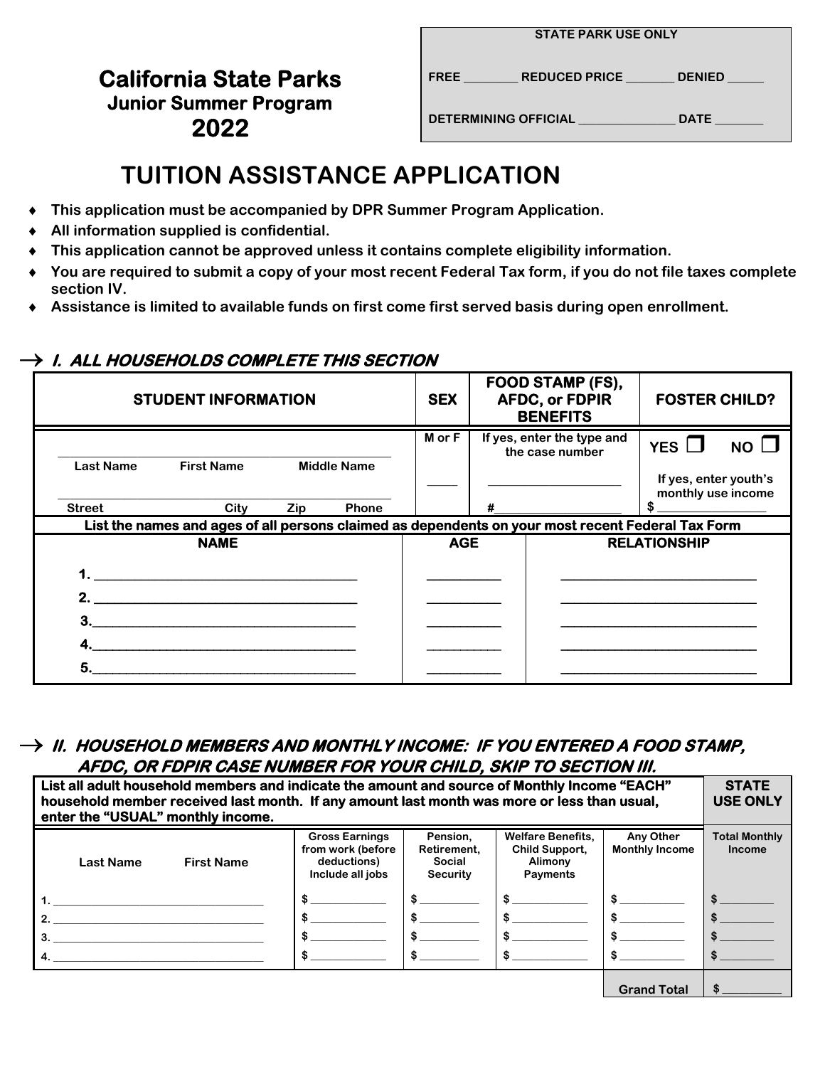# California State Parks
## Junior Summer Program
## 2022

| STATE PARK USE ONLY |
|---|
| FREE ________ REDUCED PRICE _______ DENIED _____ |
| DETERMINING OFFICIAL ______________ DATE _______ |

# TUITION ASSISTANCE APPLICATION

- **This application must be accompanied by DPR Summer Program Application.**
- **All information supplied is confidential.**
- **This application cannot be approved unless it contains complete eligibility information.**
- **You are required to submit a copy of your most recent Federal Tax form, if you do not file taxes complete section IV.**
- **Assistance is limited to available funds on first come first served basis during open enrollment.**

## → *I. ALL HOUSEHOLDS COMPLETE THIS SECTION*

| STUDENT INFORMATION | SEX | FOOD STAMP (FS), AFDC, or FDPIR BENEFITS | FOSTER CHILD? |
|---|---|---|---|
| ______________________ Last Name First Name Middle Name | M or F | If yes, enter the type and the case number | YES ☐ NO ☐ |
| ______________________ Street City Zip Phone | ____ | ______________ # ______________ | If yes, enter youth's monthly use income $ __________ |

**List the names and ages of all persons claimed as dependents on your most recent Federal Tax Form**

| NAME | AGE | RELATIONSHIP |
|---|---|---|
| 1. ______________________ | ________ | ______________________ |
| 2. ______________________ | ________ | ______________________ |
| 3. ______________________ | ________ | ______________________ |
| 4. ______________________ | ________ | ______________________ |
| 5. ______________________ | ________ | ______________________ |

## → *II. HOUSEHOLD MEMBERS AND MONTHLY INCOME: IF YOU ENTERED A FOOD STAMP, AFDC, OR FDPIR CASE NUMBER FOR YOUR CHILD, SKIP TO SECTION III.*

**List all adult household members and indicate the amount and source of Monthly Income "EACH" household member received last month. If any amount last month was more or less than usual, enter the "USUAL" monthly income.**

| Last Name First Name | Gross Earnings from work (before deductions) Include all jobs | Pension, Retirement, Social Security | Welfare Benefits, Child Support, Alimony Payments | Any Other Monthly Income | STATE USE ONLY Total Monthly Income |
|---|---|---|---|---|---|
| 1. ______________________ | $ ________ | $ ________ | $ ________ | $ ________ | $ ________ |
| 2. ______________________ | $ ________ | $ ________ | $ ________ | $ ________ | $ ________ |
| 3. ______________________ | $ ________ | $ ________ | $ ________ | $ ________ | $ ________ |
| 4. ______________________ | $ ________ | $ ________ | $ ________ | $ ________ | $ ________ |
| | | | | **Grand Total** | $ ________ |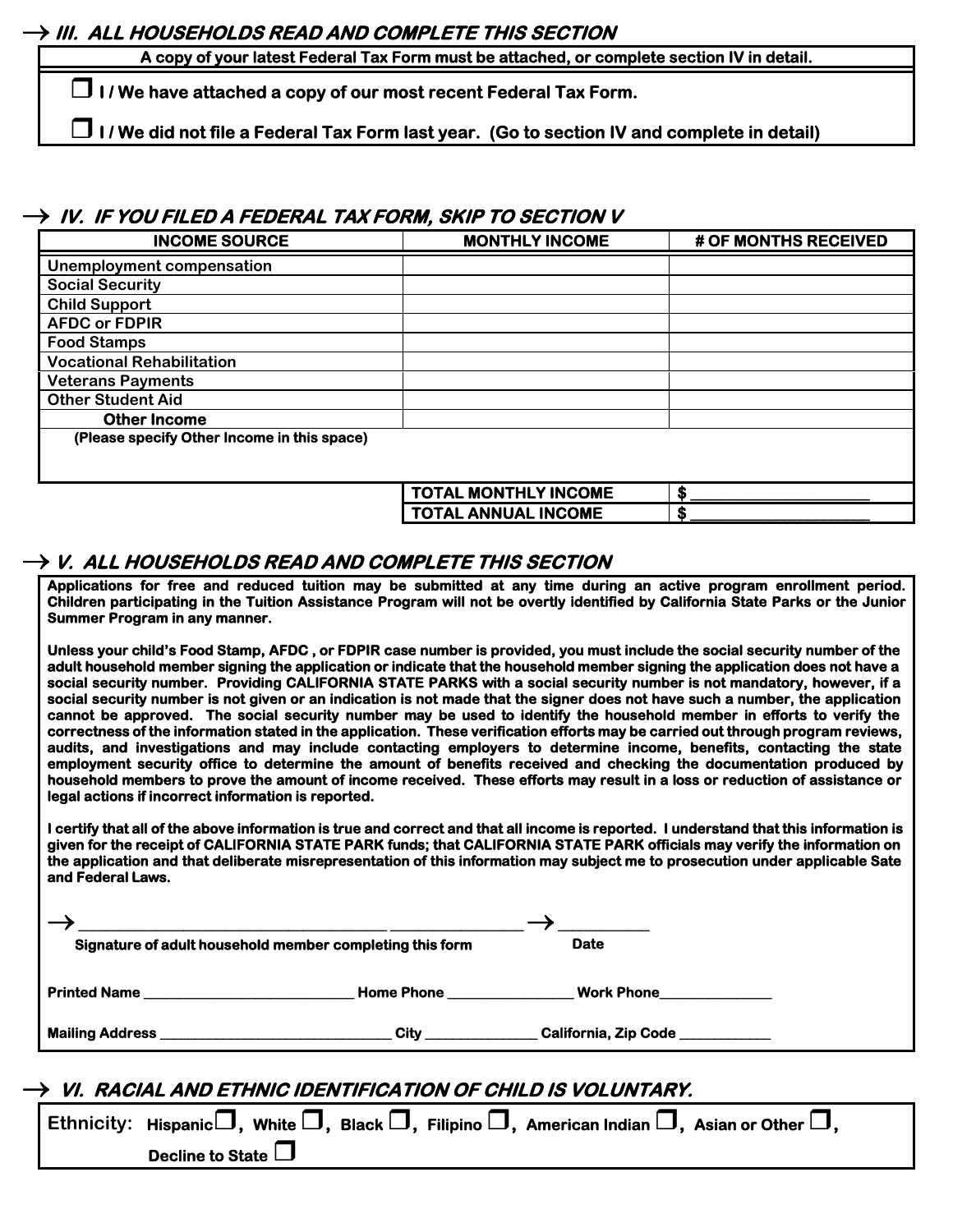## → III. ALL HOUSEHOLDS READ AND COMPLETE THIS SECTION

**A copy of your latest Federal Tax Form must be attached, or complete section IV in detail.**

❒ **I / We have attached a copy of our most recent Federal Tax Form.**

❒ **I / We did not file a Federal Tax Form last year. (Go to section IV and complete in detail)**

## → IV. IF YOU FILED A FEDERAL TAX FORM, SKIP TO SECTION V

| INCOME SOURCE | MONTHLY INCOME | # OF MONTHS RECEIVED |
|---|---|---|
| Unemployment compensation | | |
| Social Security | | |
| Child Support | | |
| AFDC or FDPIR | | |
| Food Stamps | | |
| Vocational Rehabilitation | | |
| Veterans Payments | | |
| Other Student Aid | | |
| **Other Income** | | |
| (Please specify Other Income in this space) | | |
| | TOTAL MONTHLY INCOME | $ ____________________ |
| | TOTAL ANNUAL INCOME | $ ____________________ |

## → V. ALL HOUSEHOLDS READ AND COMPLETE THIS SECTION

**Applications for free and reduced tuition may be submitted at any time during an active program enrollment period. Children participating in the Tuition Assistance Program will not be overtly identified by California State Parks or the Junior Summer Program in any manner.**

**Unless your child's Food Stamp, AFDC , or FDPIR case number is provided, you must include the social security number of the adult household member signing the application or indicate that the household member signing the application does not have a social security number. Providing CALIFORNIA STATE PARKS with a social security number is not mandatory, however, if a social security number is not given or an indication is not made that the signer does not have such a number, the application cannot be approved. The social security number may be used to identify the household member in efforts to verify the correctness of the information stated in the application. These verification efforts may be carried out through program reviews, audits, and investigations and may include contacting employers to determine income, benefits, contacting the state employment security office to determine the amount of benefits received and checking the documentation produced by household members to prove the amount of income received. These efforts may result in a loss or reduction of assistance or legal actions if incorrect information is reported.**

**I certify that all of the above information is true and correct and that all income is reported. I understand that this information is given for the receipt of CALIFORNIA STATE PARK funds; that CALIFORNIA STATE PARK officials may verify the information on the application and that deliberate misrepresentation of this information may subject me to prosecution under applicable Sate and Federal Laws.**

→ ____________________________________________________ → ____________

**Signature of adult household member completing this form** **Date**

**Printed Name** ____________________ **Home Phone** ______________ **Work Phone** ______________

**Mailing Address** ______________________ **City** ______________ **California, Zip Code** ____________

## → VI. RACIAL AND ETHNIC IDENTIFICATION OF CHILD IS VOLUNTARY.

Ethnicity: **Hispanic** ❒, **White** ❒, **Black** ❒, **Filipino** ❒, **American Indian** ❒, **Asian or Other** ❒,

**Decline to State** ❒